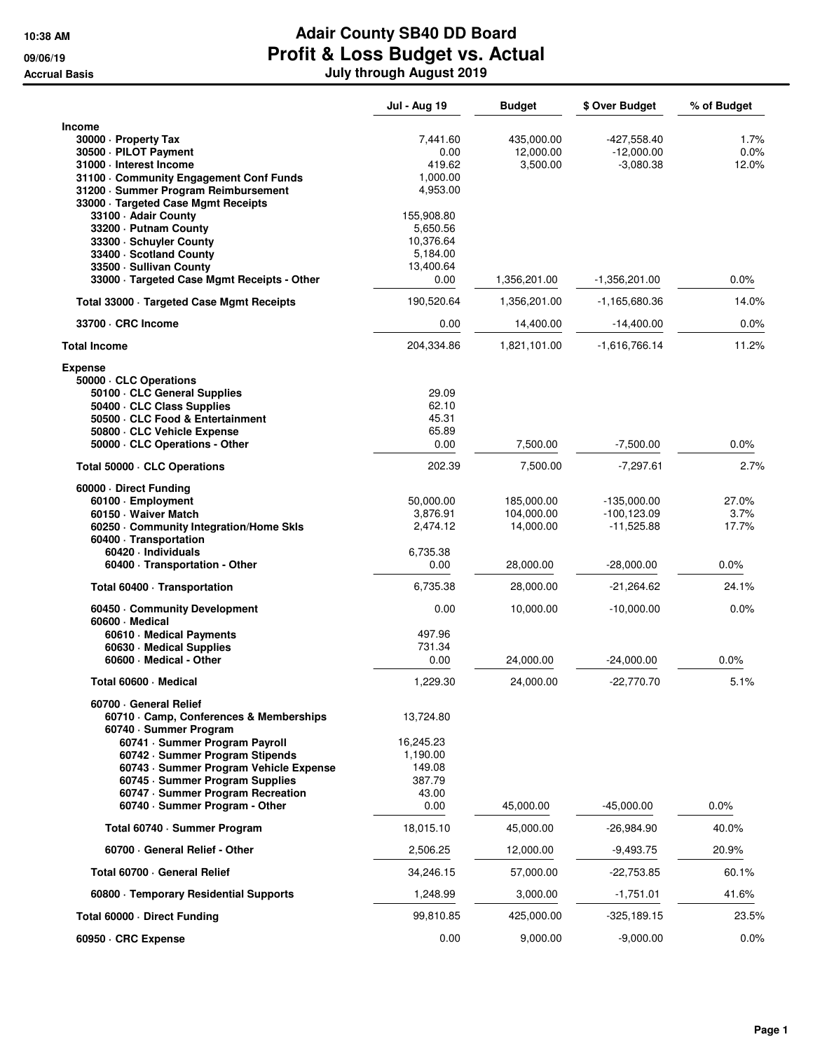**10:38 AM**
**09/06/19**
**Accrual Basis**

# Adair County SB40 DD Board
## Profit & Loss Budget vs. Actual
### July through August 2019

| | Jul - Aug 19 | Budget | $ Over Budget | % of Budget |
|---|---|---|---|---|
| **Income** | | | | |
| 30000 · Property Tax | 7,441.60 | 435,000.00 | -427,558.40 | 1.7% |
| 30500 · PILOT Payment | 0.00 | 12,000.00 | -12,000.00 | 0.0% |
| 31000 · Interest Income | 419.62 | 3,500.00 | -3,080.38 | 12.0% |
| 31100 · Community Engagement Conf Funds | 1,000.00 | | | |
| 31200 · Summer Program Reimbursement | 4,953.00 | | | |
| 33000 · Targeted Case Mgmt Receipts | | | | |
| 33100 · Adair County | 155,908.80 | | | |
| 33200 · Putnam County | 5,650.56 | | | |
| 33300 · Schuyler County | 10,376.64 | | | |
| 33400 · Scotland County | 5,184.00 | | | |
| 33500 · Sullivan County | 13,400.64 | | | |
| 33000 · Targeted Case Mgmt Receipts - Other | 0.00 | 1,356,201.00 | -1,356,201.00 | 0.0% |
| Total 33000 · Targeted Case Mgmt Receipts | 190,520.64 | 1,356,201.00 | -1,165,680.36 | 14.0% |
| 33700 · CRC Income | 0.00 | 14,400.00 | -14,400.00 | 0.0% |
| **Total Income** | 204,334.86 | 1,821,101.00 | -1,616,766.14 | 11.2% |
| **Expense** | | | | |
| 50000 · CLC Operations | | | | |
| 50100 · CLC General Supplies | 29.09 | | | |
| 50400 · CLC Class Supplies | 62.10 | | | |
| 50500 · CLC Food & Entertainment | 45.31 | | | |
| 50800 · CLC Vehicle Expense | 65.89 | | | |
| 50000 · CLC Operations - Other | 0.00 | 7,500.00 | -7,500.00 | 0.0% |
| Total 50000 · CLC Operations | 202.39 | 7,500.00 | -7,297.61 | 2.7% |
| 60000 · Direct Funding | | | | |
| 60100 · Employment | 50,000.00 | 185,000.00 | -135,000.00 | 27.0% |
| 60150 · Waiver Match | 3,876.91 | 104,000.00 | -100,123.09 | 3.7% |
| 60250 · Community Integration/Home Skls | 2,474.12 | 14,000.00 | -11,525.88 | 17.7% |
| 60400 · Transportation | | | | |
| 60420 · Individuals | 6,735.38 | | | |
| 60400 · Transportation - Other | 0.00 | 28,000.00 | -28,000.00 | 0.0% |
| Total 60400 · Transportation | 6,735.38 | 28,000.00 | -21,264.62 | 24.1% |
| 60450 · Community Development | 0.00 | 10,000.00 | -10,000.00 | 0.0% |
| 60600 · Medical | | | | |
| 60610 · Medical Payments | 497.96 | | | |
| 60630 · Medical Supplies | 731.34 | | | |
| 60600 · Medical - Other | 0.00 | 24,000.00 | -24,000.00 | 0.0% |
| Total 60600 · Medical | 1,229.30 | 24,000.00 | -22,770.70 | 5.1% |
| 60700 · General Relief | | | | |
| 60710 · Camp, Conferences & Memberships | 13,724.80 | | | |
| 60740 · Summer Program | | | | |
| 60741 · Summer Program Payroll | 16,245.23 | | | |
| 60742 · Summer Program Stipends | 1,190.00 | | | |
| 60743 · Summer Program Vehicle Expense | 149.08 | | | |
| 60745 · Summer Program Supplies | 387.79 | | | |
| 60747 · Summer Program Recreation | 43.00 | | | |
| 60740 · Summer Program - Other | 0.00 | 45,000.00 | -45,000.00 | 0.0% |
| Total 60740 · Summer Program | 18,015.10 | 45,000.00 | -26,984.90 | 40.0% |
| 60700 · General Relief - Other | 2,506.25 | 12,000.00 | -9,493.75 | 20.9% |
| Total 60700 · General Relief | 34,246.15 | 57,000.00 | -22,753.85 | 60.1% |
| 60800 · Temporary Residential Supports | 1,248.99 | 3,000.00 | -1,751.01 | 41.6% |
| Total 60000 · Direct Funding | 99,810.85 | 425,000.00 | -325,189.15 | 23.5% |
| 60950 · CRC Expense | 0.00 | 9,000.00 | -9,000.00 | 0.0% |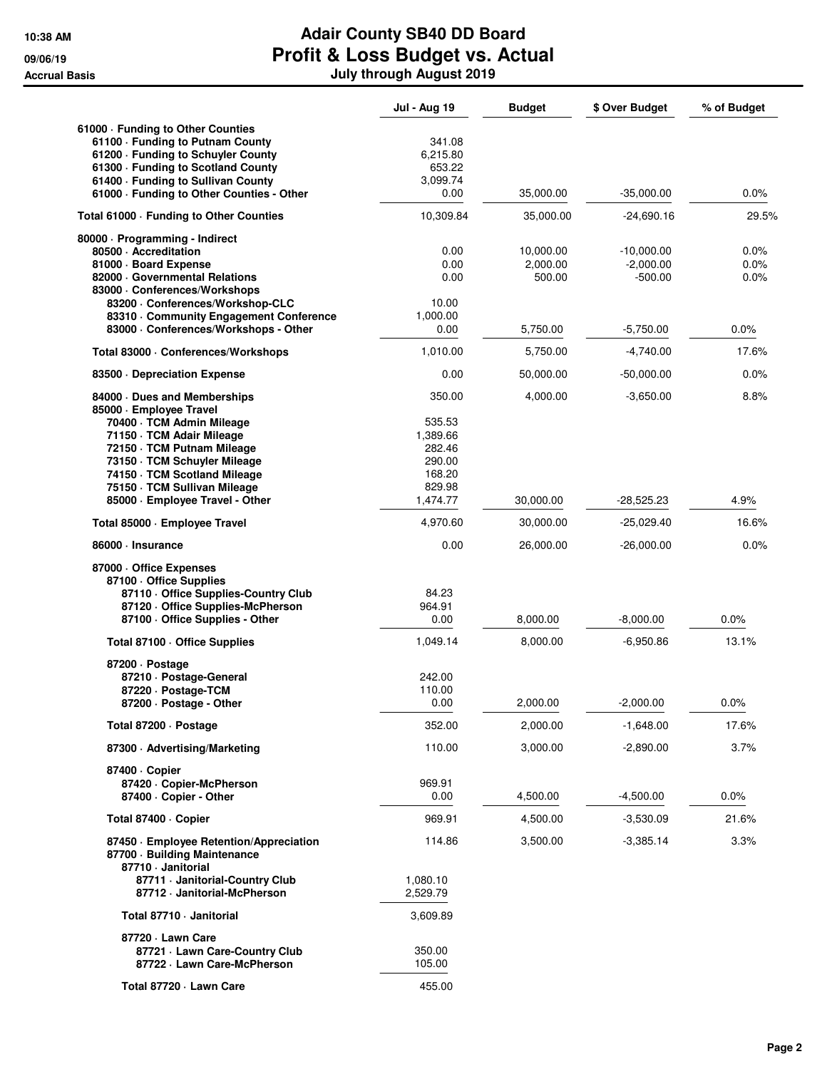# Adair County SB40 DD Board
## Profit & Loss Budget vs. Actual
### July through August 2019

10:38 AM
09/06/19
Accrual Basis

| | Jul - Aug 19 | Budget | $ Over Budget | % of Budget |
|---|---|---|---|---|
| 61000 · Funding to Other Counties | | | | |
| 61100 · Funding to Putnam County | 341.08 | | | |
| 61200 · Funding to Schuyler County | 6,215.80 | | | |
| 61300 · Funding to Scotland County | 653.22 | | | |
| 61400 · Funding to Sullivan County | 3,099.74 | | | |
| 61000 · Funding to Other Counties - Other | 0.00 | 35,000.00 | -35,000.00 | 0.0% |
| **Total 61000 · Funding to Other Counties** | 10,309.84 | 35,000.00 | -24,690.16 | 29.5% |
| 80000 · Programming - Indirect | | | | |
| 80500 · Accreditation | 0.00 | 10,000.00 | -10,000.00 | 0.0% |
| 81000 · Board Expense | 0.00 | 2,000.00 | -2,000.00 | 0.0% |
| 82000 · Governmental Relations | 0.00 | 500.00 | -500.00 | 0.0% |
| 83000 · Conferences/Workshops | | | | |
| 83200 · Conferences/Workshop-CLC | 10.00 | | | |
| 83310 · Community Engagement Conference | 1,000.00 | | | |
| 83000 · Conferences/Workshops - Other | 0.00 | 5,750.00 | -5,750.00 | 0.0% |
| **Total 83000 · Conferences/Workshops** | 1,010.00 | 5,750.00 | -4,740.00 | 17.6% |
| 83500 · Depreciation Expense | 0.00 | 50,000.00 | -50,000.00 | 0.0% |
| 84000 · Dues and Memberships | 350.00 | 4,000.00 | -3,650.00 | 8.8% |
| 85000 · Employee Travel | | | | |
| 70400 · TCM Admin Mileage | 535.53 | | | |
| 71150 · TCM Adair Mileage | 1,389.66 | | | |
| 72150 · TCM Putnam Mileage | 282.46 | | | |
| 73150 · TCM Schuyler Mileage | 290.00 | | | |
| 74150 · TCM Scotland Mileage | 168.20 | | | |
| 75150 · TCM Sullivan Mileage | 829.98 | | | |
| 85000 · Employee Travel - Other | 1,474.77 | 30,000.00 | -28,525.23 | 4.9% |
| **Total 85000 · Employee Travel** | 4,970.60 | 30,000.00 | -25,029.40 | 16.6% |
| 86000 · Insurance | 0.00 | 26,000.00 | -26,000.00 | 0.0% |
| 87000 · Office Expenses | | | | |
| 87100 · Office Supplies | | | | |
| 87110 · Office Supplies-Country Club | 84.23 | | | |
| 87120 · Office Supplies-McPherson | 964.91 | | | |
| 87100 · Office Supplies - Other | 0.00 | 8,000.00 | -8,000.00 | 0.0% |
| **Total 87100 · Office Supplies** | 1,049.14 | 8,000.00 | -6,950.86 | 13.1% |
| 87200 · Postage | | | | |
| 87210 · Postage-General | 242.00 | | | |
| 87220 · Postage-TCM | 110.00 | | | |
| 87200 · Postage - Other | 0.00 | 2,000.00 | -2,000.00 | 0.0% |
| **Total 87200 · Postage** | 352.00 | 2,000.00 | -1,648.00 | 17.6% |
| 87300 · Advertising/Marketing | 110.00 | 3,000.00 | -2,890.00 | 3.7% |
| 87400 · Copier | | | | |
| 87420 · Copier-McPherson | 969.91 | | | |
| 87400 · Copier - Other | 0.00 | 4,500.00 | -4,500.00 | 0.0% |
| **Total 87400 · Copier** | 969.91 | 4,500.00 | -3,530.09 | 21.6% |
| 87450 · Employee Retention/Appreciation | 114.86 | 3,500.00 | -3,385.14 | 3.3% |
| 87700 · Building Maintenance | | | | |
| 87710 · Janitorial | | | | |
| 87711 · Janitorial-Country Club | 1,080.10 | | | |
| 87712 · Janitorial-McPherson | 2,529.79 | | | |
| **Total 87710 · Janitorial** | 3,609.89 | | | |
| 87720 · Lawn Care | | | | |
| 87721 · Lawn Care-Country Club | 350.00 | | | |
| 87722 · Lawn Care-McPherson | 105.00 | | | |
| **Total 87720 · Lawn Care** | 455.00 | | | |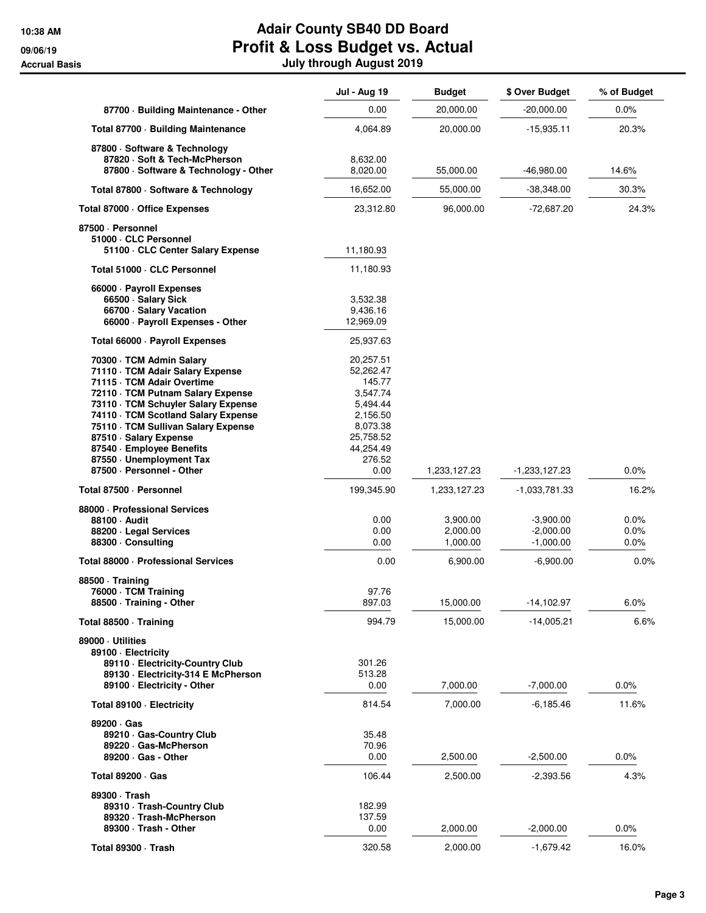# Adair County SB40 DD Board
## Profit & Loss Budget vs. Actual
### July through August 2019

10:38 AM
09/06/19
Accrual Basis

| | Jul - Aug 19 | Budget | $ Over Budget | % of Budget |
|---|---|---|---|---|
| 87700 · Building Maintenance - Other | 0.00 | 20,000.00 | -20,000.00 | 0.0% |
| **Total 87700 · Building Maintenance** | 4,064.89 | 20,000.00 | -15,935.11 | 20.3% |
| 87800 · Software & Technology | | | | |
| 87820 · Soft & Tech-McPherson | 8,632.00 | | | |
| 87800 · Software & Technology - Other | 8,020.00 | 55,000.00 | -46,980.00 | 14.6% |
| **Total 87800 · Software & Technology** | 16,652.00 | 55,000.00 | -38,348.00 | 30.3% |
| **Total 87000 · Office Expenses** | 23,312.80 | 96,000.00 | -72,687.20 | 24.3% |
| 87500 · Personnel | | | | |
| 51000 · CLC Personnel | | | | |
| 51100 · CLC Center Salary Expense | 11,180.93 | | | |
| **Total 51000 · CLC Personnel** | 11,180.93 | | | |
| 66000 · Payroll Expenses | | | | |
| 66500 · Salary Sick | 3,532.38 | | | |
| 66700 · Salary Vacation | 9,436.16 | | | |
| 66000 · Payroll Expenses - Other | 12,969.09 | | | |
| **Total 66000 · Payroll Expenses** | 25,937.63 | | | |
| 70300 · TCM Admin Salary | 20,257.51 | | | |
| 71110 · TCM Adair Salary Expense | 52,262.47 | | | |
| 71115 · TCM Adair Overtime | 145.77 | | | |
| 72110 · TCM Putnam Salary Expense | 3,547.74 | | | |
| 73110 · TCM Schuyler Salary Expense | 5,494.44 | | | |
| 74110 · TCM Scotland Salary Expense | 2,156.50 | | | |
| 75110 · TCM Sullivan Salary Expense | 8,073.38 | | | |
| 87510 · Salary Expense | 25,758.52 | | | |
| 87540 · Employee Benefits | 44,254.49 | | | |
| 87550 · Unemployment Tax | 276.52 | | | |
| 87500 · Personnel - Other | 0.00 | 1,233,127.23 | -1,233,127.23 | 0.0% |
| **Total 87500 · Personnel** | 199,345.90 | 1,233,127.23 | -1,033,781.33 | 16.2% |
| 88000 · Professional Services | | | | |
| 88100 · Audit | 0.00 | 3,900.00 | -3,900.00 | 0.0% |
| 88200 · Legal Services | 0.00 | 2,000.00 | -2,000.00 | 0.0% |
| 88300 · Consulting | 0.00 | 1,000.00 | -1,000.00 | 0.0% |
| **Total 88000 · Professional Services** | 0.00 | 6,900.00 | -6,900.00 | 0.0% |
| 88500 · Training | | | | |
| 76000 · TCM Training | 97.76 | | | |
| 88500 · Training - Other | 897.03 | 15,000.00 | -14,102.97 | 6.0% |
| **Total 88500 · Training** | 994.79 | 15,000.00 | -14,005.21 | 6.6% |
| 89000 · Utilities | | | | |
| 89100 · Electricity | | | | |
| 89110 · Electricity-Country Club | 301.26 | | | |
| 89130 · Electricity-314 E McPherson | 513.28 | | | |
| 89100 · Electricity - Other | 0.00 | 7,000.00 | -7,000.00 | 0.0% |
| **Total 89100 · Electricity** | 814.54 | 7,000.00 | -6,185.46 | 11.6% |
| 89200 · Gas | | | | |
| 89210 · Gas-Country Club | 35.48 | | | |
| 89220 · Gas-McPherson | 70.96 | | | |
| 89200 · Gas - Other | 0.00 | 2,500.00 | -2,500.00 | 0.0% |
| **Total 89200 · Gas** | 106.44 | 2,500.00 | -2,393.56 | 4.3% |
| 89300 · Trash | | | | |
| 89310 · Trash-Country Club | 182.99 | | | |
| 89320 · Trash-McPherson | 137.59 | | | |
| 89300 · Trash - Other | 0.00 | 2,000.00 | -2,000.00 | 0.0% |
| **Total 89300 · Trash** | 320.58 | 2,000.00 | -1,679.42 | 16.0% |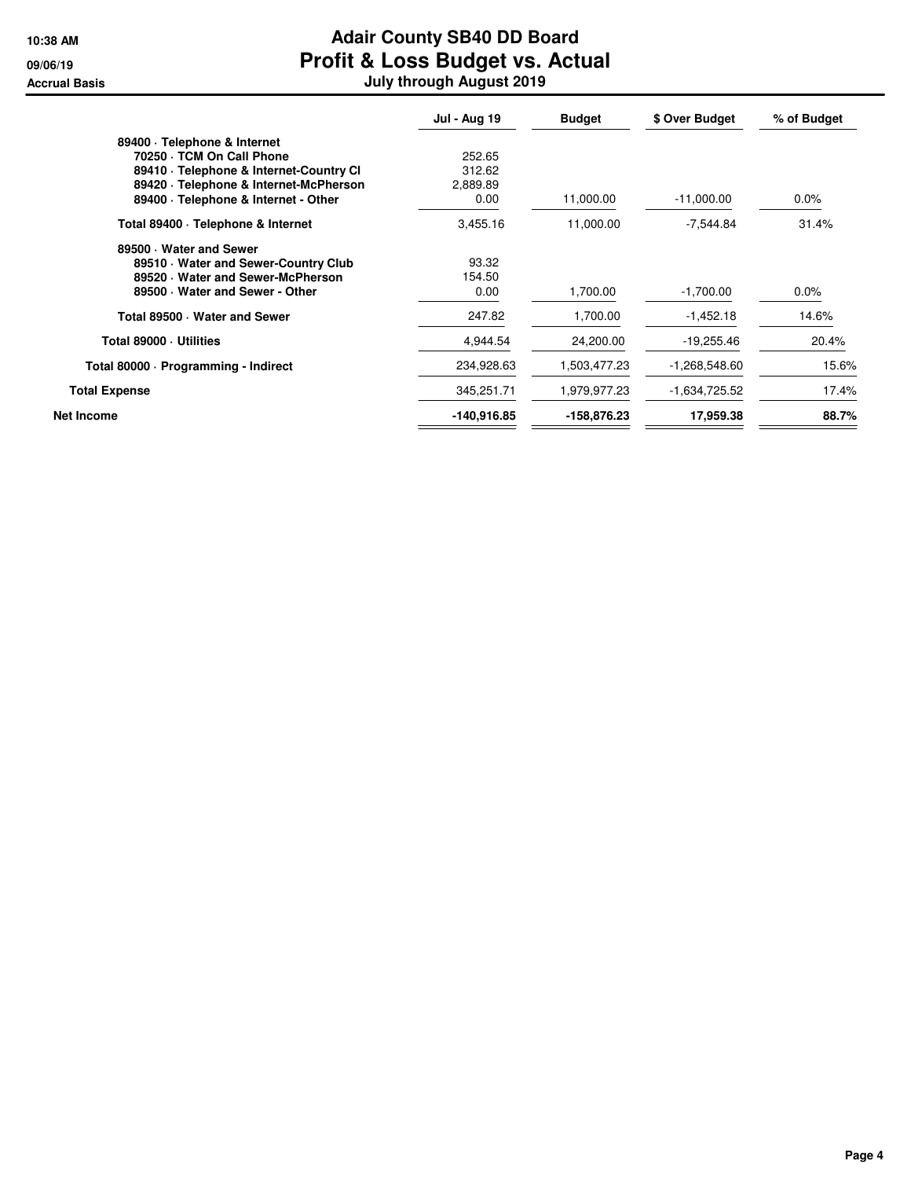# Adair County SB40 DD Board

# Profit & Loss Budget vs. Actual

**July through August 2019**

10:38 AM
09/06/19
**Accrual Basis**

| | Jul - Aug 19 | Budget | $ Over Budget | % of Budget |
|---|---|---|---|---|
| **89400 · Telephone & Internet** | | | | |
| **70250 · TCM On Call Phone** | 252.65 | | | |
| **89410 · Telephone & Internet-Country Cl** | 312.62 | | | |
| **89420 · Telephone & Internet-McPherson** | 2,889.89 | | | |
| **89400 · Telephone & Internet - Other** | 0.00 | 11,000.00 | -11,000.00 | 0.0% |
| **Total 89400 · Telephone & Internet** | 3,455.16 | 11,000.00 | -7,544.84 | 31.4% |
| **89500 · Water and Sewer** | | | | |
| **89510 · Water and Sewer-Country Club** | 93.32 | | | |
| **89520 · Water and Sewer-McPherson** | 154.50 | | | |
| **89500 · Water and Sewer - Other** | 0.00 | 1,700.00 | -1,700.00 | 0.0% |
| **Total 89500 · Water and Sewer** | 247.82 | 1,700.00 | -1,452.18 | 14.6% |
| **Total 89000 · Utilities** | 4,944.54 | 24,200.00 | -19,255.46 | 20.4% |
| **Total 80000 · Programming - Indirect** | 234,928.63 | 1,503,477.23 | -1,268,548.60 | 15.6% |
| **Total Expense** | 345,251.71 | 1,979,977.23 | -1,634,725.52 | 17.4% |
| **Net Income** | **-140,916.85** | **-158,876.23** | **17,959.38** | **88.7%** |